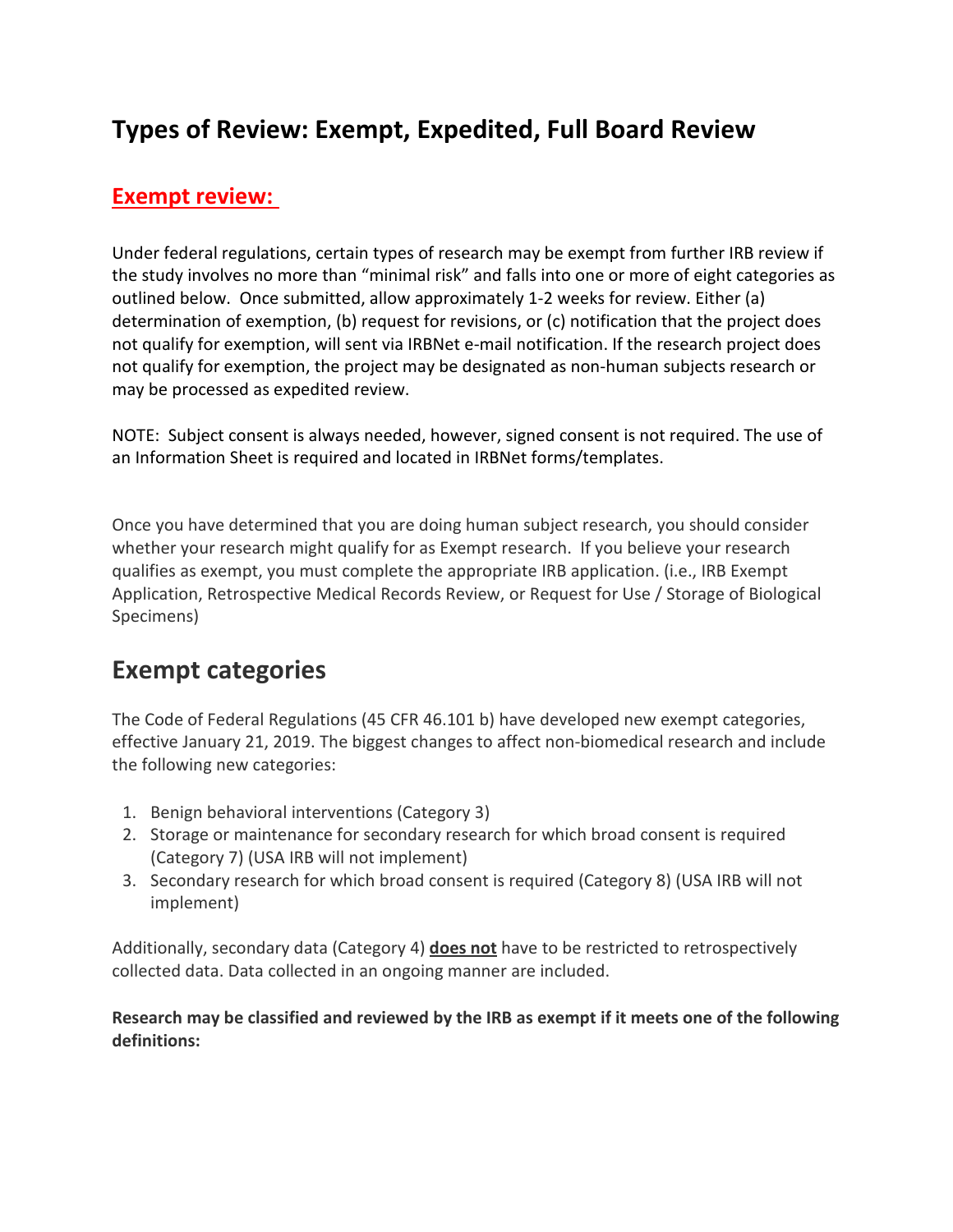# Types of Review: Exempt, Expedited, Full Board Review

## Exempt review:

Under federal regulations, certain types of research may be exempt from further IRB review if the study involves no more than "minimal risk" and falls into one or more of eight categories as outlined below. Once submitted, allow approximately 1-2 weeks for review. Either (a) determination of exemption, (b) request for revisions, or (c) notification that the project does not qualify for exemption, will sent via IRBNet e-mail notification. If the research project does not qualify for exemption, the project may be designated as non-human subjects research or may be processed as expedited review.

NOTE: Subject consent is always needed, however, signed consent is not required. The use of an Information Sheet is required and located in IRBNet forms/templates.

Once you have determined that you are doing human subject research, you should consider whether your research might qualify for as Exempt research. If you believe your research qualifies as exempt, you must complete the appropriate IRB application. (i.e., IRB Exempt Application, Retrospective Medical Records Review, or Request for Use / Storage of Biological Specimens)

## Exempt categories

The Code of Federal Regulations (45 CFR 46.101 b) have developed new exempt categories, effective January 21, 2019. The biggest changes to affect non-biomedical research and include the following new categories:

1. Benign behavioral interventions (Category 3)
2. Storage or maintenance for secondary research for which broad consent is required (Category 7) (USA IRB will not implement)
3. Secondary research for which broad consent is required (Category 8) (USA IRB will not implement)

Additionally, secondary data (Category 4) **does not** have to be restricted to retrospectively collected data. Data collected in an ongoing manner are included.

**Research may be classified and reviewed by the IRB as exempt if it meets one of the following definitions:**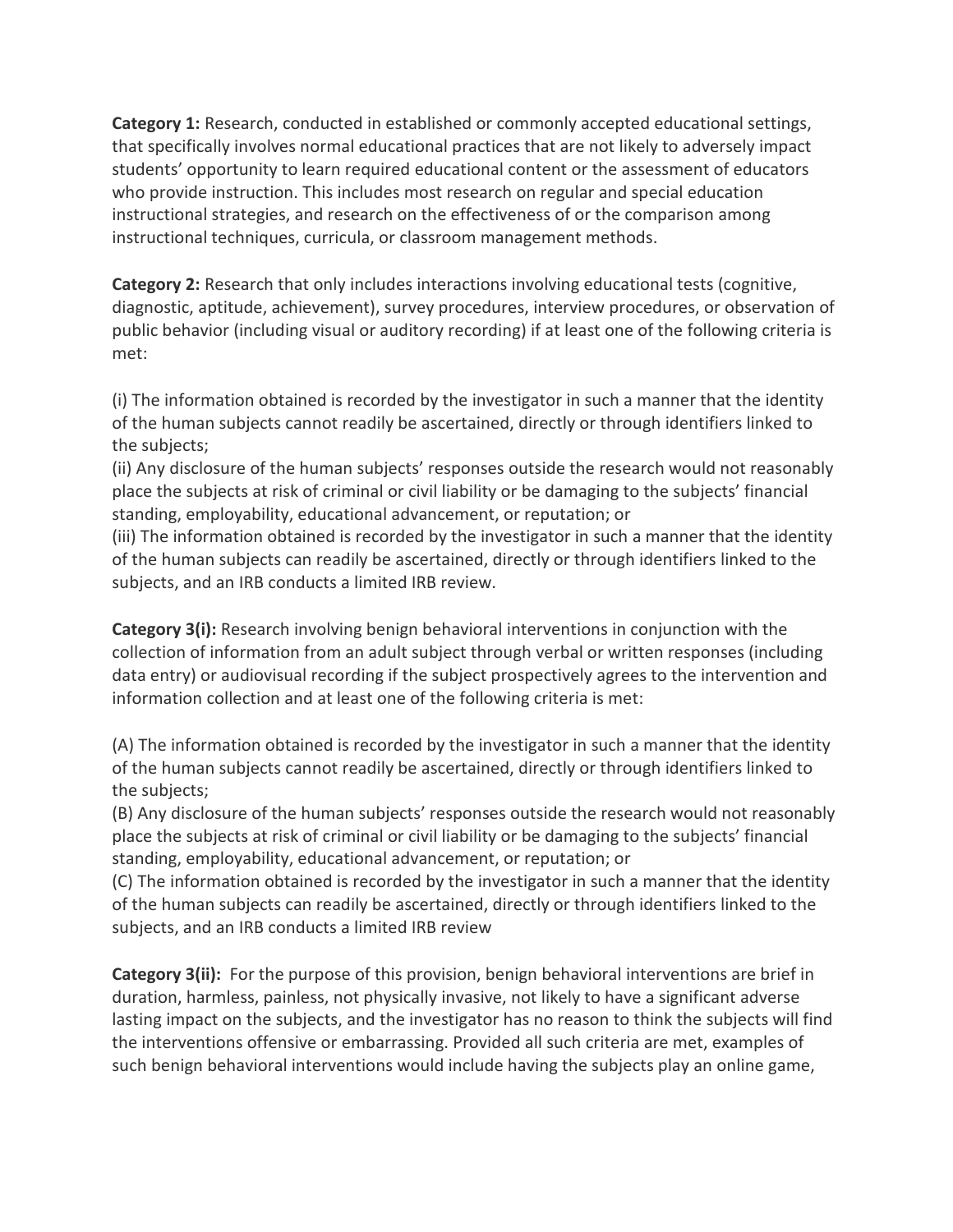**Category 1:** Research, conducted in established or commonly accepted educational settings, that specifically involves normal educational practices that are not likely to adversely impact students' opportunity to learn required educational content or the assessment of educators who provide instruction. This includes most research on regular and special education instructional strategies, and research on the effectiveness of or the comparison among instructional techniques, curricula, or classroom management methods.

**Category 2:** Research that only includes interactions involving educational tests (cognitive, diagnostic, aptitude, achievement), survey procedures, interview procedures, or observation of public behavior (including visual or auditory recording) if at least one of the following criteria is met:

(i) The information obtained is recorded by the investigator in such a manner that the identity of the human subjects cannot readily be ascertained, directly or through identifiers linked to the subjects;
(ii) Any disclosure of the human subjects' responses outside the research would not reasonably place the subjects at risk of criminal or civil liability or be damaging to the subjects' financial standing, employability, educational advancement, or reputation; or
(iii) The information obtained is recorded by the investigator in such a manner that the identity of the human subjects can readily be ascertained, directly or through identifiers linked to the subjects, and an IRB conducts a limited IRB review.

**Category 3(i):** Research involving benign behavioral interventions in conjunction with the collection of information from an adult subject through verbal or written responses (including data entry) or audiovisual recording if the subject prospectively agrees to the intervention and information collection and at least one of the following criteria is met:

(A) The information obtained is recorded by the investigator in such a manner that the identity of the human subjects cannot readily be ascertained, directly or through identifiers linked to the subjects;
(B) Any disclosure of the human subjects' responses outside the research would not reasonably place the subjects at risk of criminal or civil liability or be damaging to the subjects' financial standing, employability, educational advancement, or reputation; or
(C) The information obtained is recorded by the investigator in such a manner that the identity of the human subjects can readily be ascertained, directly or through identifiers linked to the subjects, and an IRB conducts a limited IRB review

**Category 3(ii):** For the purpose of this provision, benign behavioral interventions are brief in duration, harmless, painless, not physically invasive, not likely to have a significant adverse lasting impact on the subjects, and the investigator has no reason to think the subjects will find the interventions offensive or embarrassing. Provided all such criteria are met, examples of such benign behavioral interventions would include having the subjects play an online game,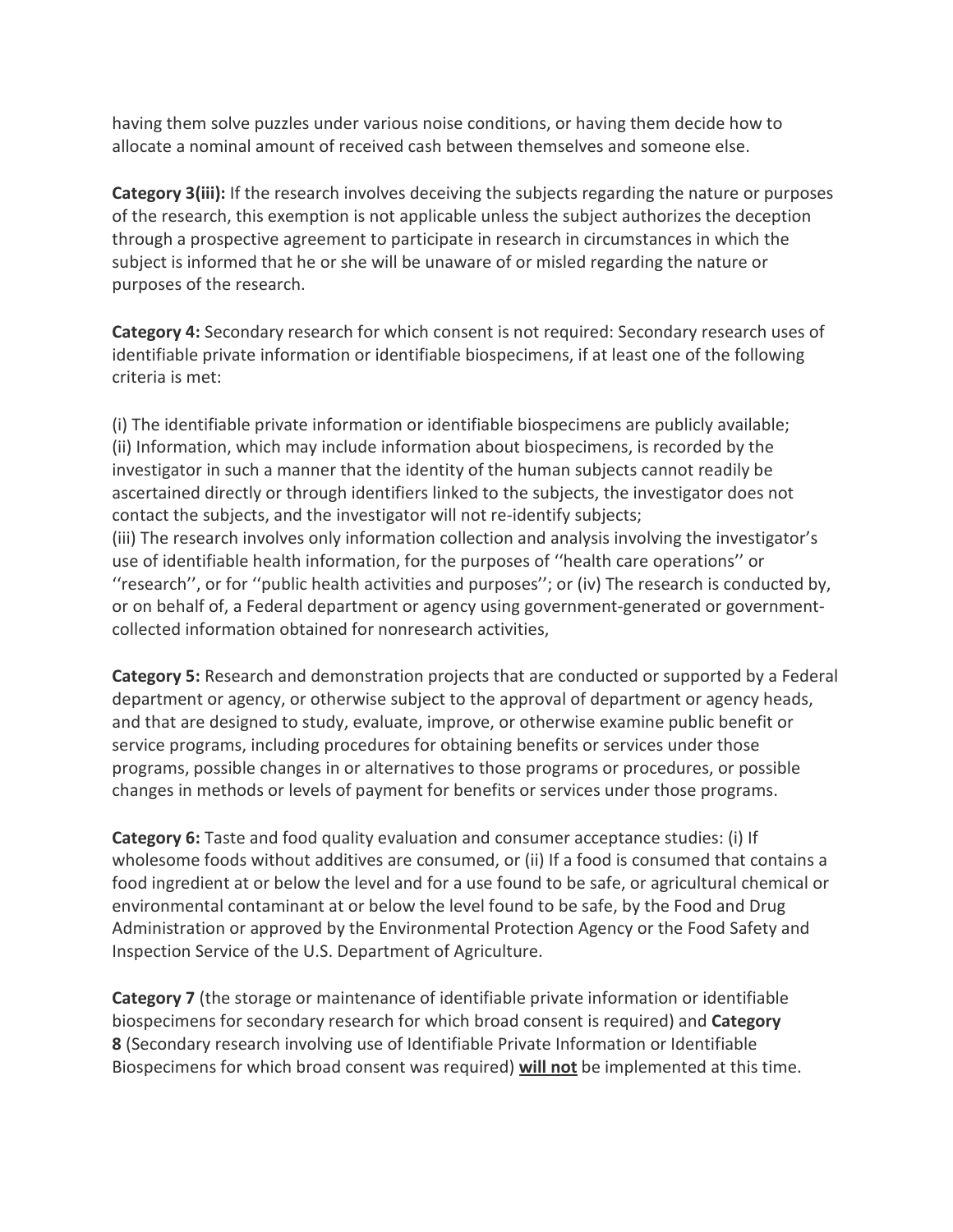having them solve puzzles under various noise conditions, or having them decide how to allocate a nominal amount of received cash between themselves and someone else.

**Category 3(iii):** If the research involves deceiving the subjects regarding the nature or purposes of the research, this exemption is not applicable unless the subject authorizes the deception through a prospective agreement to participate in research in circumstances in which the subject is informed that he or she will be unaware of or misled regarding the nature or purposes of the research.

**Category 4:** Secondary research for which consent is not required: Secondary research uses of identifiable private information or identifiable biospecimens, if at least one of the following criteria is met:

(i) The identifiable private information or identifiable biospecimens are publicly available;
(ii) Information, which may include information about biospecimens, is recorded by the investigator in such a manner that the identity of the human subjects cannot readily be ascertained directly or through identifiers linked to the subjects, the investigator does not contact the subjects, and the investigator will not re-identify subjects;
(iii) The research involves only information collection and analysis involving the investigator's use of identifiable health information, for the purposes of ''health care operations'' or ''research'', or for ''public health activities and purposes''; or (iv) The research is conducted by, or on behalf of, a Federal department or agency using government-generated or government-collected information obtained for nonresearch activities,

**Category 5:** Research and demonstration projects that are conducted or supported by a Federal department or agency, or otherwise subject to the approval of department or agency heads, and that are designed to study, evaluate, improve, or otherwise examine public benefit or service programs, including procedures for obtaining benefits or services under those programs, possible changes in or alternatives to those programs or procedures, or possible changes in methods or levels of payment for benefits or services under those programs.

**Category 6:** Taste and food quality evaluation and consumer acceptance studies: (i) If wholesome foods without additives are consumed, or (ii) If a food is consumed that contains a food ingredient at or below the level and for a use found to be safe, or agricultural chemical or environmental contaminant at or below the level found to be safe, by the Food and Drug Administration or approved by the Environmental Protection Agency or the Food Safety and Inspection Service of the U.S. Department of Agriculture.

**Category 7** (the storage or maintenance of identifiable private information or identifiable biospecimens for secondary research for which broad consent is required) and **Category 8** (Secondary research involving use of Identifiable Private Information or Identifiable Biospecimens for which broad consent was required) **will not** be implemented at this time.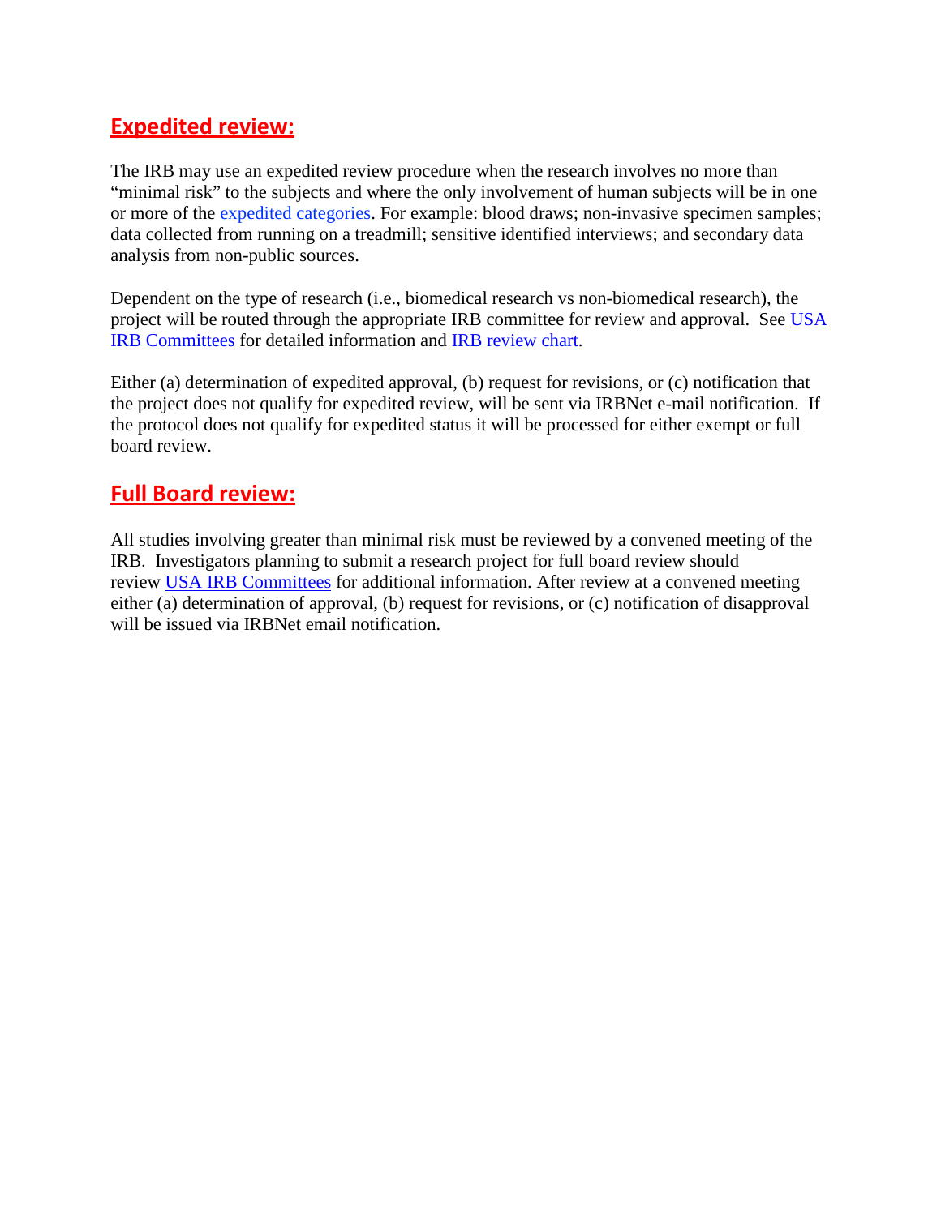## Expedited review:

The IRB may use an expedited review procedure when the research involves no more than "minimal risk" to the subjects and where the only involvement of human subjects will be in one or more of the expedited categories. For example: blood draws; non-invasive specimen samples; data collected from running on a treadmill; sensitive identified interviews; and secondary data analysis from non-public sources.

Dependent on the type of research (i.e., biomedical research vs non-biomedical research), the project will be routed through the appropriate IRB committee for review and approval. See USA IRB Committees for detailed information and IRB review chart.

Either (a) determination of expedited approval, (b) request for revisions, or (c) notification that the project does not qualify for expedited review, will be sent via IRBNet e-mail notification. If the protocol does not qualify for expedited status it will be processed for either exempt or full board review.

## Full Board review:

All studies involving greater than minimal risk must be reviewed by a convened meeting of the IRB. Investigators planning to submit a research project for full board review should review USA IRB Committees for additional information. After review at a convened meeting either (a) determination of approval, (b) request for revisions, or (c) notification of disapproval will be issued via IRBNet email notification.